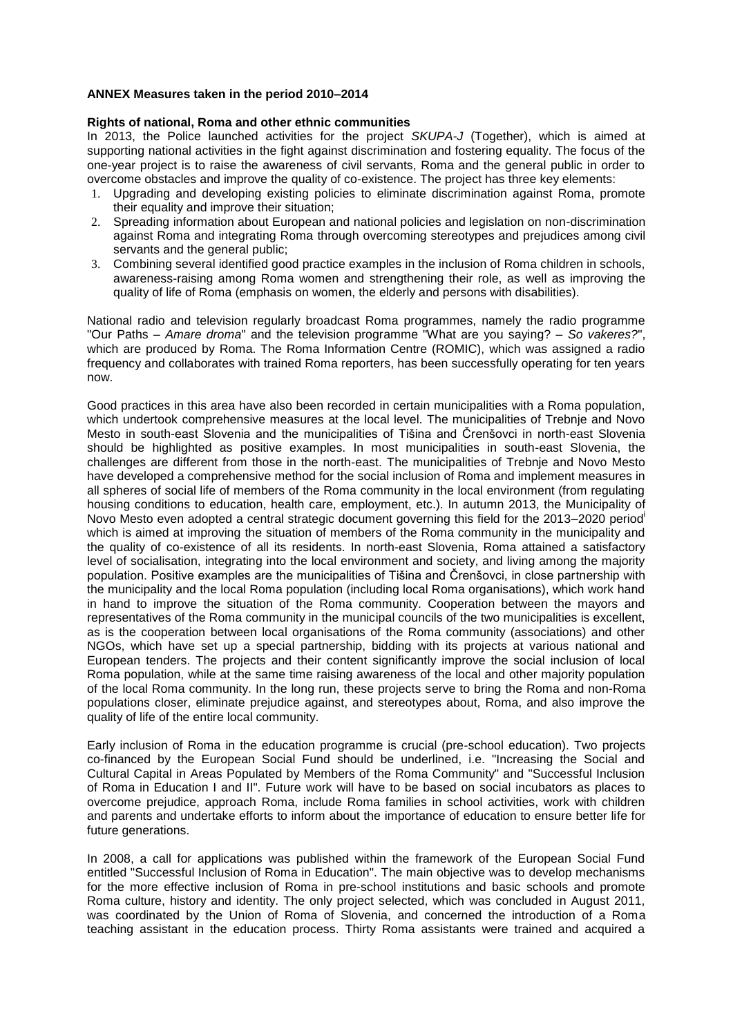**ANNEX Measures taken in the period 2010–2014**

**Rights of national, Roma and other ethnic communities**

In 2013, the Police launched activities for the project *SKUPA-J* (Together), which is aimed at supporting national activities in the fight against discrimination and fostering equality. The focus of the one-year project is to raise the awareness of civil servants, Roma and the general public in order to overcome obstacles and improve the quality of co-existence. The project has three key elements:

1. Upgrading and developing existing policies to eliminate discrimination against Roma, promote their equality and improve their situation;
2. Spreading information about European and national policies and legislation on non-discrimination against Roma and integrating Roma through overcoming stereotypes and prejudices among civil servants and the general public;
3. Combining several identified good practice examples in the inclusion of Roma children in schools, awareness-raising among Roma women and strengthening their role, as well as improving the quality of life of Roma (emphasis on women, the elderly and persons with disabilities).

National radio and television regularly broadcast Roma programmes, namely the radio programme "Our Paths – *Amare droma*" and the television programme "What are you saying? – *So vakeres?*", which are produced by Roma. The Roma Information Centre (ROMIC), which was assigned a radio frequency and collaborates with trained Roma reporters, has been successfully operating for ten years now.

Good practices in this area have also been recorded in certain municipalities with a Roma population, which undertook comprehensive measures at the local level. The municipalities of Trebnje and Novo Mesto in south-east Slovenia and the municipalities of Tišina and Črenšovci in north-east Slovenia should be highlighted as positive examples. In most municipalities in south-east Slovenia, the challenges are different from those in the north-east. The municipalities of Trebnje and Novo Mesto have developed a comprehensive method for the social inclusion of Roma and implement measures in all spheres of social life of members of the Roma community in the local environment (from regulating housing conditions to education, health care, employment, etc.). In autumn 2013, the Municipality of Novo Mesto even adopted a central strategic document governing this field for the 2013–2020 period[i] which is aimed at improving the situation of members of the Roma community in the municipality and the quality of co-existence of all its residents. In north-east Slovenia, Roma attained a satisfactory level of socialisation, integrating into the local environment and society, and living among the majority population. Positive examples are the municipalities of Tišina and Črenšovci, in close partnership with the municipality and the local Roma population (including local Roma organisations), which work hand in hand to improve the situation of the Roma community. Cooperation between the mayors and representatives of the Roma community in the municipal councils of the two municipalities is excellent, as is the cooperation between local organisations of the Roma community (associations) and other NGOs, which have set up a special partnership, bidding with its projects at various national and European tenders. The projects and their content significantly improve the social inclusion of local Roma population, while at the same time raising awareness of the local and other majority population of the local Roma community. In the long run, these projects serve to bring the Roma and non-Roma populations closer, eliminate prejudice against, and stereotypes about, Roma, and also improve the quality of life of the entire local community.

Early inclusion of Roma in the education programme is crucial (pre-school education). Two projects co-financed by the European Social Fund should be underlined, i.e. "Increasing the Social and Cultural Capital in Areas Populated by Members of the Roma Community" and "Successful Inclusion of Roma in Education I and II". Future work will have to be based on social incubators as places to overcome prejudice, approach Roma, include Roma families in school activities, work with children and parents and undertake efforts to inform about the importance of education to ensure better life for future generations.

In 2008, a call for applications was published within the framework of the European Social Fund entitled "Successful Inclusion of Roma in Education". The main objective was to develop mechanisms for the more effective inclusion of Roma in pre-school institutions and basic schools and promote Roma culture, history and identity. The only project selected, which was concluded in August 2011, was coordinated by the Union of Roma of Slovenia, and concerned the introduction of a Roma teaching assistant in the education process. Thirty Roma assistants were trained and acquired a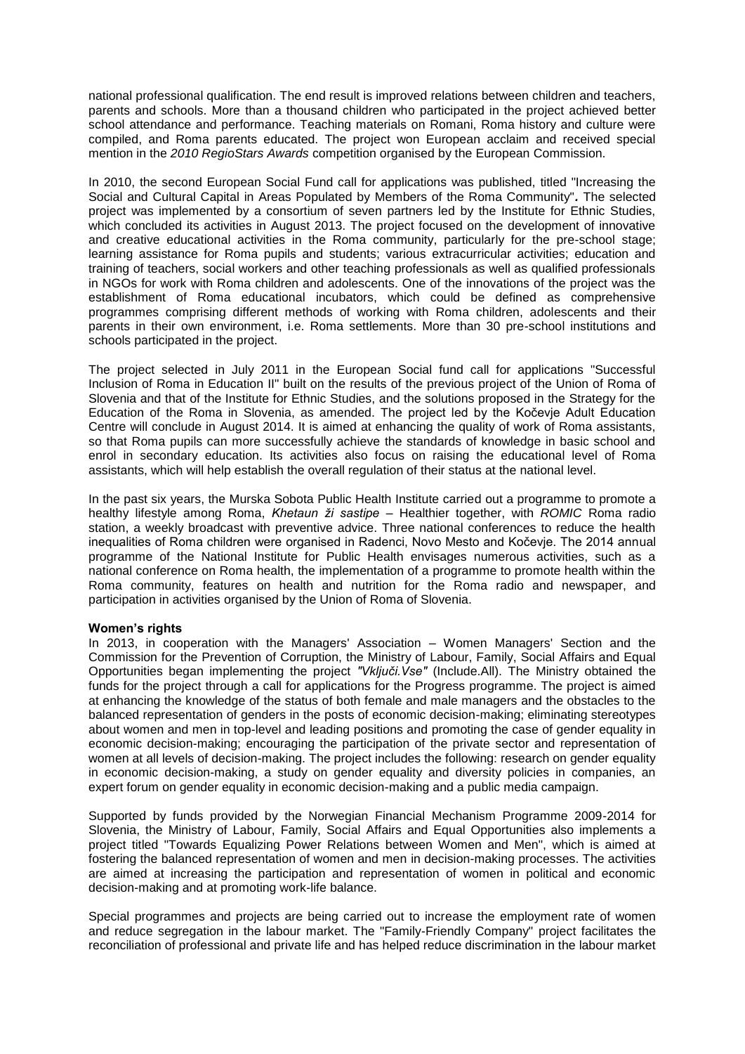national professional qualification. The end result is improved relations between children and teachers, parents and schools. More than a thousand children who participated in the project achieved better school attendance and performance. Teaching materials on Romani, Roma history and culture were compiled, and Roma parents educated. The project won European acclaim and received special mention in the *2010 RegioStars Awards* competition organised by the European Commission.

In 2010, the second European Social Fund call for applications was published, titled "Increasing the Social and Cultural Capital in Areas Populated by Members of the Roma Community"**.** The selected project was implemented by a consortium of seven partners led by the Institute for Ethnic Studies, which concluded its activities in August 2013. The project focused on the development of innovative and creative educational activities in the Roma community, particularly for the pre-school stage; learning assistance for Roma pupils and students; various extracurricular activities; education and training of teachers, social workers and other teaching professionals as well as qualified professionals in NGOs for work with Roma children and adolescents. One of the innovations of the project was the establishment of Roma educational incubators, which could be defined as comprehensive programmes comprising different methods of working with Roma children, adolescents and their parents in their own environment, i.e. Roma settlements. More than 30 pre-school institutions and schools participated in the project.

The project selected in July 2011 in the European Social fund call for applications "Successful Inclusion of Roma in Education II" built on the results of the previous project of the Union of Roma of Slovenia and that of the Institute for Ethnic Studies, and the solutions proposed in the Strategy for the Education of the Roma in Slovenia, as amended. The project led by the Kočevje Adult Education Centre will conclude in August 2014. It is aimed at enhancing the quality of work of Roma assistants, so that Roma pupils can more successfully achieve the standards of knowledge in basic school and enrol in secondary education. Its activities also focus on raising the educational level of Roma assistants, which will help establish the overall regulation of their status at the national level.

In the past six years, the Murska Sobota Public Health Institute carried out a programme to promote a healthy lifestyle among Roma, *Khetaun ži sastipe* – Healthier together, with *ROMIC* Roma radio station, a weekly broadcast with preventive advice. Three national conferences to reduce the health inequalities of Roma children were organised in Radenci, Novo Mesto and Kočevje. The 2014 annual programme of the National Institute for Public Health envisages numerous activities, such as a national conference on Roma health, the implementation of a programme to promote health within the Roma community, features on health and nutrition for the Roma radio and newspaper, and participation in activities organised by the Union of Roma of Slovenia.

**Women's rights**

In 2013, in cooperation with the Managers' Association – Women Managers' Section and the Commission for the Prevention of Corruption, the Ministry of Labour, Family, Social Affairs and Equal Opportunities began implementing the project *"Vključi.Vse"* (Include.All). The Ministry obtained the funds for the project through a call for applications for the Progress programme. The project is aimed at enhancing the knowledge of the status of both female and male managers and the obstacles to the balanced representation of genders in the posts of economic decision-making; eliminating stereotypes about women and men in top-level and leading positions and promoting the case of gender equality in economic decision-making; encouraging the participation of the private sector and representation of women at all levels of decision-making. The project includes the following: research on gender equality in economic decision-making, a study on gender equality and diversity policies in companies, an expert forum on gender equality in economic decision-making and a public media campaign.

Supported by funds provided by the Norwegian Financial Mechanism Programme 2009-2014 for Slovenia, the Ministry of Labour, Family, Social Affairs and Equal Opportunities also implements a project titled "Towards Equalizing Power Relations between Women and Men", which is aimed at fostering the balanced representation of women and men in decision-making processes. The activities are aimed at increasing the participation and representation of women in political and economic decision-making and at promoting work-life balance.

Special programmes and projects are being carried out to increase the employment rate of women and reduce segregation in the labour market. The "Family-Friendly Company" project facilitates the reconciliation of professional and private life and has helped reduce discrimination in the labour market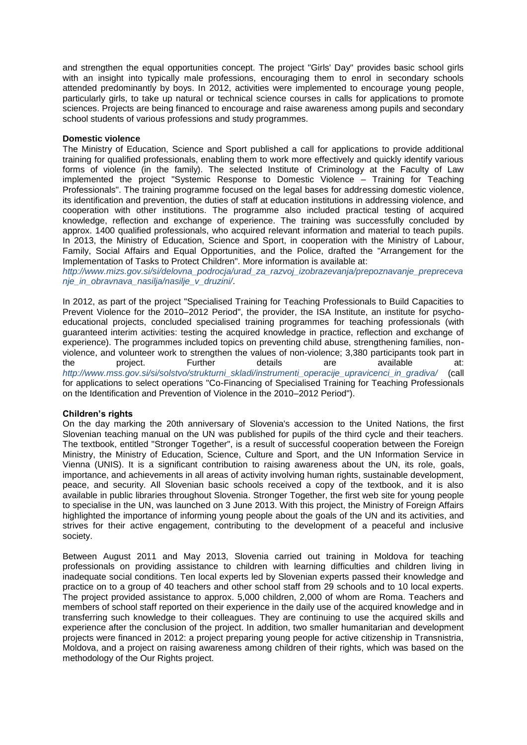and strengthen the equal opportunities concept. The project "Girls' Day" provides basic school girls with an insight into typically male professions, encouraging them to enrol in secondary schools attended predominantly by boys. In 2012, activities were implemented to encourage young people, particularly girls, to take up natural or technical science courses in calls for applications to promote sciences. Projects are being financed to encourage and raise awareness among pupils and secondary school students of various professions and study programmes.

**Domestic violence**

The Ministry of Education, Science and Sport published a call for applications to provide additional training for qualified professionals, enabling them to work more effectively and quickly identify various forms of violence (in the family). The selected Institute of Criminology at the Faculty of Law implemented the project "Systemic Response to Domestic Violence – Training for Teaching Professionals". The training programme focused on the legal bases for addressing domestic violence, its identification and prevention, the duties of staff at education institutions in addressing violence, and cooperation with other institutions. The programme also included practical testing of acquired knowledge, reflection and exchange of experience. The training was successfully concluded by approx. 1400 qualified professionals, who acquired relevant information and material to teach pupils. In 2013, the Ministry of Education, Science and Sport, in cooperation with the Ministry of Labour, Family, Social Affairs and Equal Opportunities, and the Police, drafted the "Arrangement for the Implementation of Tasks to Protect Children". More information is available at: *http://www.mizs.gov.si/si/delovna_podrocja/urad_za_razvoj_izobrazevanja/prepoznavanje_preprecevanje_in_obravnava_nasilja/nasilje_v_druzini/*.

In 2012, as part of the project "Specialised Training for Teaching Professionals to Build Capacities to Prevent Violence for the 2010–2012 Period", the provider, the ISA Institute, an institute for psycho-educational projects, concluded specialised training programmes for teaching professionals (with guaranteed interim activities: testing the acquired knowledge in practice, reflection and exchange of experience). The programmes included topics on preventing child abuse, strengthening families, non-violence, and volunteer work to strengthen the values of non-violence; 3,380 participants took part in the project. Further details are available at: *http://www.mss.gov.si/si/solstvo/strukturni_skladi/instrumenti_operacije_upravicenci_in_gradiva/* (call for applications to select operations "Co-Financing of Specialised Training for Teaching Professionals on the Identification and Prevention of Violence in the 2010–2012 Period").

**Children's rights**

On the day marking the 20th anniversary of Slovenia's accession to the United Nations, the first Slovenian teaching manual on the UN was published for pupils of the third cycle and their teachers. The textbook, entitled "Stronger Together", is a result of successful cooperation between the Foreign Ministry, the Ministry of Education, Science, Culture and Sport, and the UN Information Service in Vienna (UNIS). It is a significant contribution to raising awareness about the UN, its role, goals, importance, and achievements in all areas of activity involving human rights, sustainable development, peace, and security. All Slovenian basic schools received a copy of the textbook, and it is also available in public libraries throughout Slovenia. Stronger Together, the first web site for young people to specialise in the UN, was launched on 3 June 2013. With this project, the Ministry of Foreign Affairs highlighted the importance of informing young people about the goals of the UN and its activities, and strives for their active engagement, contributing to the development of a peaceful and inclusive society.

Between August 2011 and May 2013, Slovenia carried out training in Moldova for teaching professionals on providing assistance to children with learning difficulties and children living in inadequate social conditions. Ten local experts led by Slovenian experts passed their knowledge and practice on to a group of 40 teachers and other school staff from 29 schools and to 10 local experts. The project provided assistance to approx. 5,000 children, 2,000 of whom are Roma. Teachers and members of school staff reported on their experience in the daily use of the acquired knowledge and in transferring such knowledge to their colleagues. They are continuing to use the acquired skills and experience after the conclusion of the project. In addition, two smaller humanitarian and development projects were financed in 2012: a project preparing young people for active citizenship in Transnistria, Moldova, and a project on raising awareness among children of their rights, which was based on the methodology of the Our Rights project.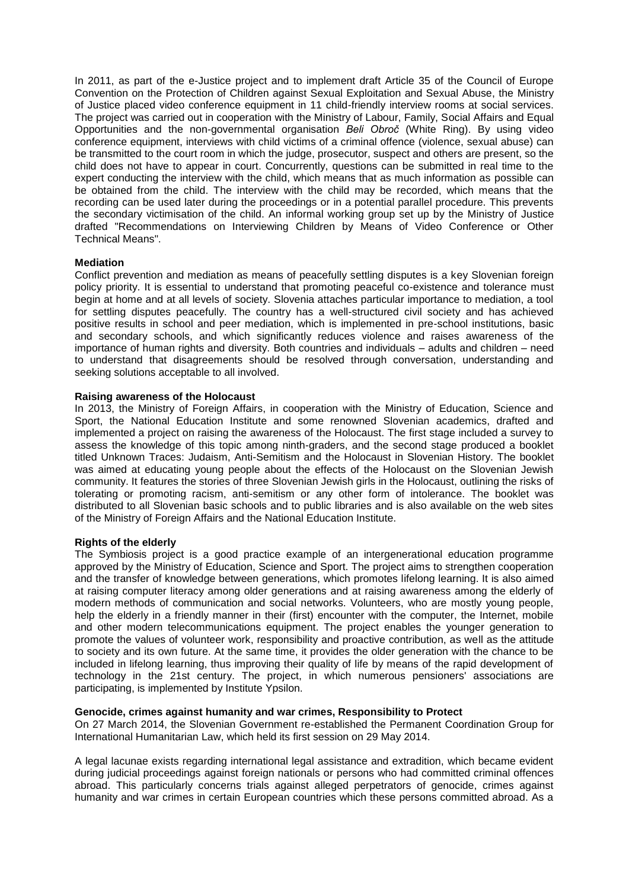In 2011, as part of the e-Justice project and to implement draft Article 35 of the Council of Europe Convention on the Protection of Children against Sexual Exploitation and Sexual Abuse, the Ministry of Justice placed video conference equipment in 11 child-friendly interview rooms at social services. The project was carried out in cooperation with the Ministry of Labour, Family, Social Affairs and Equal Opportunities and the non-governmental organisation *Beli Obroč* (White Ring). By using video conference equipment, interviews with child victims of a criminal offence (violence, sexual abuse) can be transmitted to the court room in which the judge, prosecutor, suspect and others are present, so the child does not have to appear in court. Concurrently, questions can be submitted in real time to the expert conducting the interview with the child, which means that as much information as possible can be obtained from the child. The interview with the child may be recorded, which means that the recording can be used later during the proceedings or in a potential parallel procedure. This prevents the secondary victimisation of the child. An informal working group set up by the Ministry of Justice drafted "Recommendations on Interviewing Children by Means of Video Conference or Other Technical Means".

**Mediation**

Conflict prevention and mediation as means of peacefully settling disputes is a key Slovenian foreign policy priority. It is essential to understand that promoting peaceful co-existence and tolerance must begin at home and at all levels of society. Slovenia attaches particular importance to mediation, a tool for settling disputes peacefully. The country has a well-structured civil society and has achieved positive results in school and peer mediation, which is implemented in pre-school institutions, basic and secondary schools, and which significantly reduces violence and raises awareness of the importance of human rights and diversity. Both countries and individuals – adults and children – need to understand that disagreements should be resolved through conversation, understanding and seeking solutions acceptable to all involved.

**Raising awareness of the Holocaust**

In 2013, the Ministry of Foreign Affairs, in cooperation with the Ministry of Education, Science and Sport, the National Education Institute and some renowned Slovenian academics, drafted and implemented a project on raising the awareness of the Holocaust. The first stage included a survey to assess the knowledge of this topic among ninth-graders, and the second stage produced a booklet titled Unknown Traces: Judaism, Anti-Semitism and the Holocaust in Slovenian History. The booklet was aimed at educating young people about the effects of the Holocaust on the Slovenian Jewish community. It features the stories of three Slovenian Jewish girls in the Holocaust, outlining the risks of tolerating or promoting racism, anti-semitism or any other form of intolerance. The booklet was distributed to all Slovenian basic schools and to public libraries and is also available on the web sites of the Ministry of Foreign Affairs and the National Education Institute.

**Rights of the elderly**

The Symbiosis project is a good practice example of an intergenerational education programme approved by the Ministry of Education, Science and Sport. The project aims to strengthen cooperation and the transfer of knowledge between generations, which promotes lifelong learning. It is also aimed at raising computer literacy among older generations and at raising awareness among the elderly of modern methods of communication and social networks. Volunteers, who are mostly young people, help the elderly in a friendly manner in their (first) encounter with the computer, the Internet, mobile and other modern telecommunications equipment. The project enables the younger generation to promote the values of volunteer work, responsibility and proactive contribution, as well as the attitude to society and its own future. At the same time, it provides the older generation with the chance to be included in lifelong learning, thus improving their quality of life by means of the rapid development of technology in the 21st century. The project, in which numerous pensioners' associations are participating, is implemented by Institute Ypsilon.

**Genocide, crimes against humanity and war crimes, Responsibility to Protect**

On 27 March 2014, the Slovenian Government re-established the Permanent Coordination Group for International Humanitarian Law, which held its first session on 29 May 2014.

A legal lacunae exists regarding international legal assistance and extradition, which became evident during judicial proceedings against foreign nationals or persons who had committed criminal offences abroad. This particularly concerns trials against alleged perpetrators of genocide, crimes against humanity and war crimes in certain European countries which these persons committed abroad. As a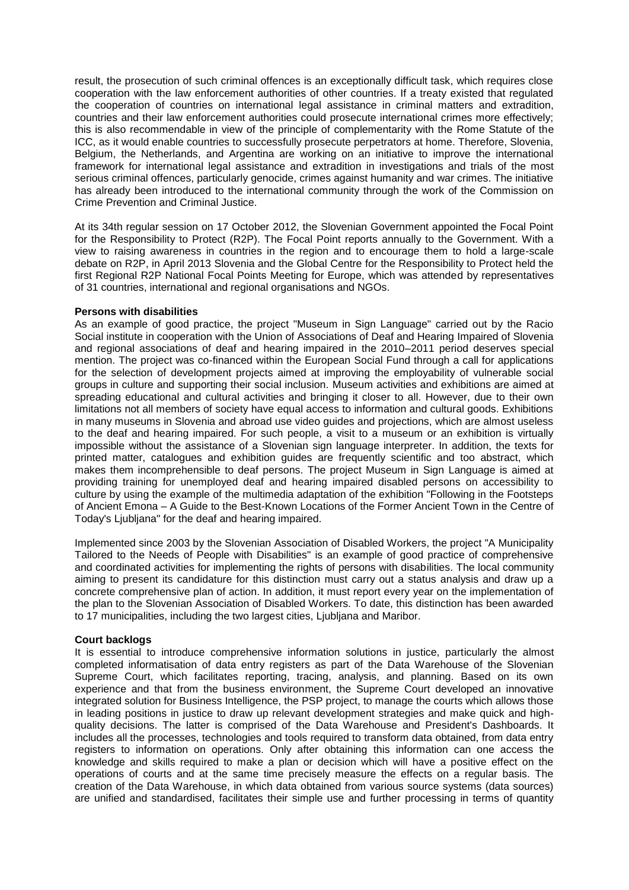result, the prosecution of such criminal offences is an exceptionally difficult task, which requires close cooperation with the law enforcement authorities of other countries. If a treaty existed that regulated the cooperation of countries on international legal assistance in criminal matters and extradition, countries and their law enforcement authorities could prosecute international crimes more effectively; this is also recommendable in view of the principle of complementarity with the Rome Statute of the ICC, as it would enable countries to successfully prosecute perpetrators at home. Therefore, Slovenia, Belgium, the Netherlands, and Argentina are working on an initiative to improve the international framework for international legal assistance and extradition in investigations and trials of the most serious criminal offences, particularly genocide, crimes against humanity and war crimes. The initiative has already been introduced to the international community through the work of the Commission on Crime Prevention and Criminal Justice.

At its 34th regular session on 17 October 2012, the Slovenian Government appointed the Focal Point for the Responsibility to Protect (R2P). The Focal Point reports annually to the Government. With a view to raising awareness in countries in the region and to encourage them to hold a large-scale debate on R2P, in April 2013 Slovenia and the Global Centre for the Responsibility to Protect held the first Regional R2P National Focal Points Meeting for Europe, which was attended by representatives of 31 countries, international and regional organisations and NGOs.

**Persons with disabilities**

As an example of good practice, the project "Museum in Sign Language" carried out by the Racio Social institute in cooperation with the Union of Associations of Deaf and Hearing Impaired of Slovenia and regional associations of deaf and hearing impaired in the 2010–2011 period deserves special mention. The project was co-financed within the European Social Fund through a call for applications for the selection of development projects aimed at improving the employability of vulnerable social groups in culture and supporting their social inclusion. Museum activities and exhibitions are aimed at spreading educational and cultural activities and bringing it closer to all. However, due to their own limitations not all members of society have equal access to information and cultural goods. Exhibitions in many museums in Slovenia and abroad use video guides and projections, which are almost useless to the deaf and hearing impaired. For such people, a visit to a museum or an exhibition is virtually impossible without the assistance of a Slovenian sign language interpreter. In addition, the texts for printed matter, catalogues and exhibition guides are frequently scientific and too abstract, which makes them incomprehensible to deaf persons. The project Museum in Sign Language is aimed at providing training for unemployed deaf and hearing impaired disabled persons on accessibility to culture by using the example of the multimedia adaptation of the exhibition "Following in the Footsteps of Ancient Emona – A Guide to the Best-Known Locations of the Former Ancient Town in the Centre of Today's Ljubljana" for the deaf and hearing impaired.

Implemented since 2003 by the Slovenian Association of Disabled Workers, the project "A Municipality Tailored to the Needs of People with Disabilities" is an example of good practice of comprehensive and coordinated activities for implementing the rights of persons with disabilities. The local community aiming to present its candidature for this distinction must carry out a status analysis and draw up a concrete comprehensive plan of action. In addition, it must report every year on the implementation of the plan to the Slovenian Association of Disabled Workers. To date, this distinction has been awarded to 17 municipalities, including the two largest cities, Ljubljana and Maribor.

**Court backlogs**

It is essential to introduce comprehensive information solutions in justice, particularly the almost completed informatisation of data entry registers as part of the Data Warehouse of the Slovenian Supreme Court, which facilitates reporting, tracing, analysis, and planning. Based on its own experience and that from the business environment, the Supreme Court developed an innovative integrated solution for Business Intelligence, the PSP project, to manage the courts which allows those in leading positions in justice to draw up relevant development strategies and make quick and high-quality decisions. The latter is comprised of the Data Warehouse and President's Dashboards. It includes all the processes, technologies and tools required to transform data obtained, from data entry registers to information on operations. Only after obtaining this information can one access the knowledge and skills required to make a plan or decision which will have a positive effect on the operations of courts and at the same time precisely measure the effects on a regular basis. The creation of the Data Warehouse, in which data obtained from various source systems (data sources) are unified and standardised, facilitates their simple use and further processing in terms of quantity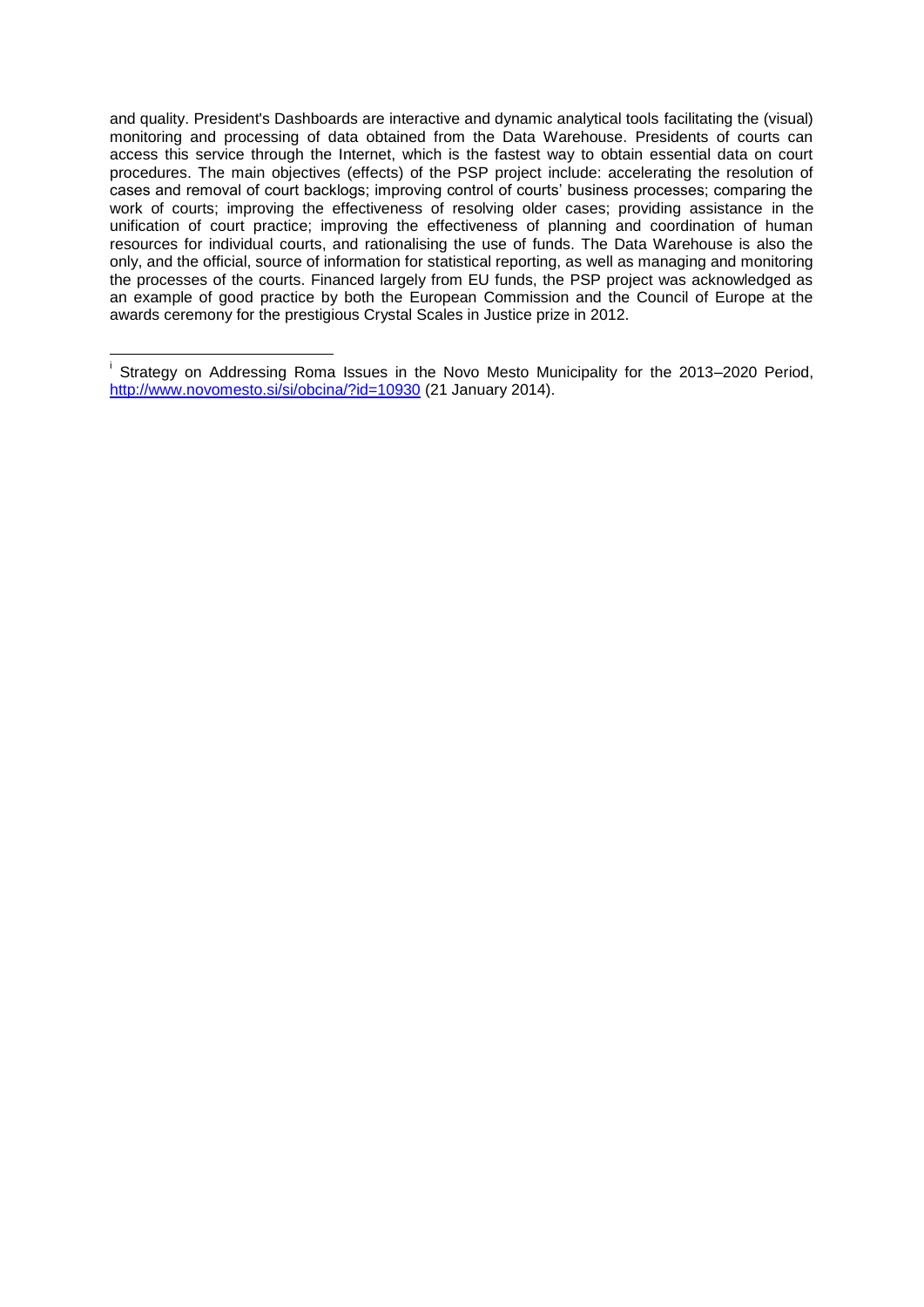and quality. President's Dashboards are interactive and dynamic analytical tools facilitating the (visual) monitoring and processing of data obtained from the Data Warehouse. Presidents of courts can access this service through the Internet, which is the fastest way to obtain essential data on court procedures. The main objectives (effects) of the PSP project include: accelerating the resolution of cases and removal of court backlogs; improving control of courts' business processes; comparing the work of courts; improving the effectiveness of resolving older cases; providing assistance in the unification of court practice; improving the effectiveness of planning and coordination of human resources for individual courts, and rationalising the use of funds. The Data Warehouse is also the only, and the official, source of information for statistical reporting, as well as managing and monitoring the processes of the courts. Financed largely from EU funds, the PSP project was acknowledged as an example of good practice by both the European Commission and the Council of Europe at the awards ceremony for the prestigious Crystal Scales in Justice prize in 2012.

---

[i] Strategy on Addressing Roma Issues in the Novo Mesto Municipality for the 2013–2020 Period, http://www.novomesto.si/si/obcina/?id=10930 (21 January 2014).